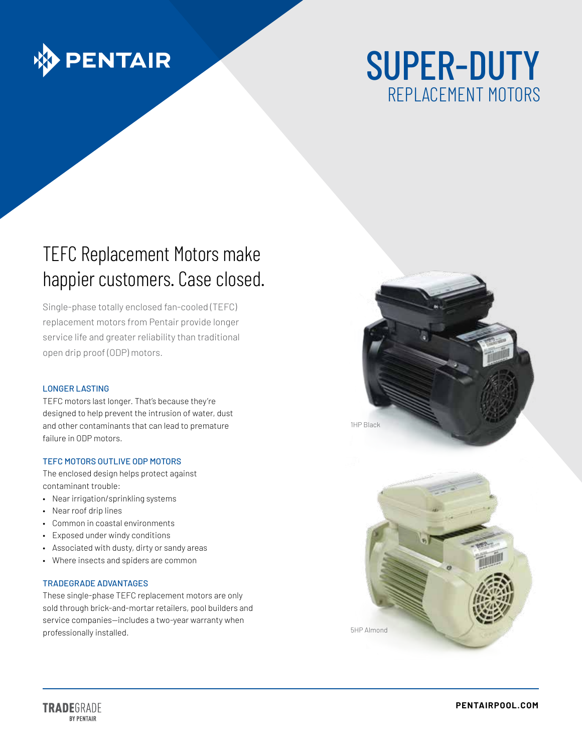PENTAIR

# SUPER-DUTY

## REPLACEMENT MOTORS

## TEFC Replacement Motors make happier customers. Case closed.

Single-phase totally enclosed fan-cooled (TEFC) replacement motors from Pentair provide longer service life and greater reliability than traditional open drip proof (ODP) motors.

### LONGER LASTING

TEFC motors last longer. That's because they're designed to help prevent the intrusion of water, dust and other contaminants that can lead to premature failure in ODP motors.

### TEFC MOTORS OUTLIVE ODP MOTORS

The enclosed design helps protect against contaminant trouble:

- Near irrigation/sprinkling systems
- Near roof drip lines
- Common in coastal environments
- Exposed under windy conditions
- Associated with dusty, dirty or sandy areas
- Where insects and spiders are common

### TRADEGRADE ADVANTAGES

These single-phase TEFC replacement motors are only sold through brick-and-mortar retailers, pool builders and service companies—includes a two-year warranty when professionally installed.

1HP Black

5HP Almond

**TRADE**GRADE
BY PENTAIR

**PENTAIRPOOL.COM**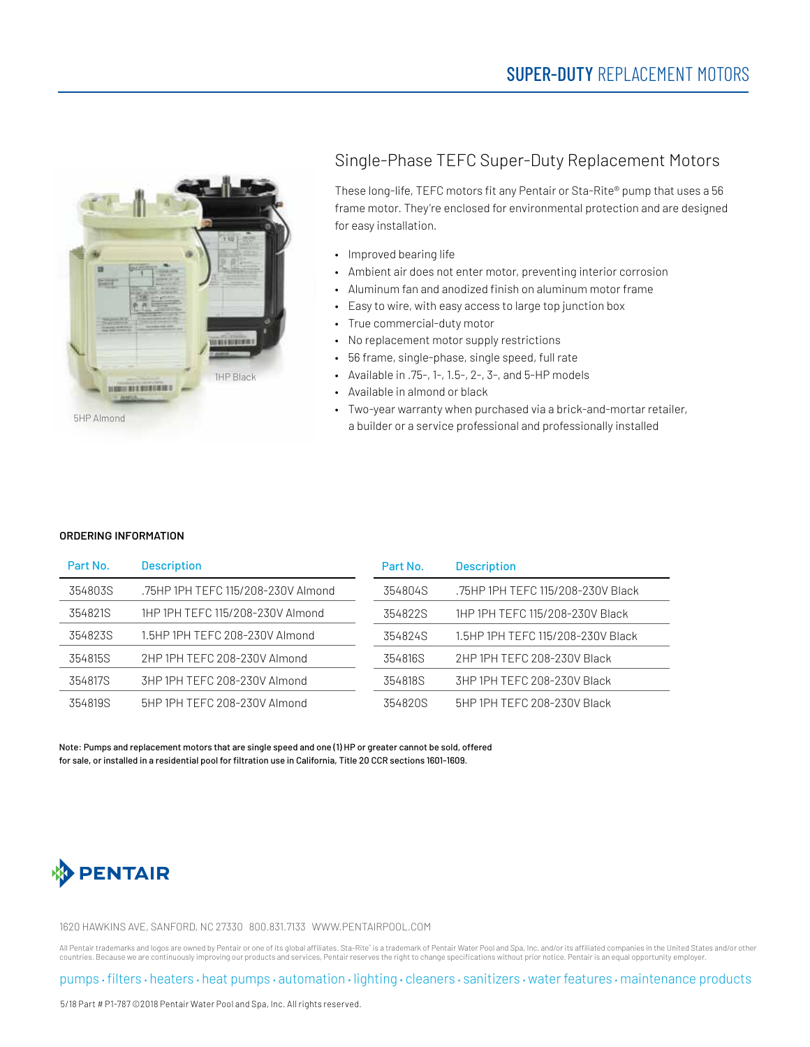# SUPER-DUTY REPLACEMENT MOTORS

5HP Almond

1HP Black

## Single-Phase TEFC Super-Duty Replacement Motors

These long-life, TEFC motors fit any Pentair or Sta-Rite® pump that uses a 56 frame motor. They're enclosed for environmental protection and are designed for easy installation.

- Improved bearing life
- Ambient air does not enter motor, preventing interior corrosion
- Aluminum fan and anodized finish on aluminum motor frame
- Easy to wire, with easy access to large top junction box
- True commercial-duty motor
- No replacement motor supply restrictions
- 56 frame, single-phase, single speed, full rate
- Available in .75-, 1-, 1.5-, 2-, 3-, and 5-HP models
- Available in almond or black
- Two-year warranty when purchased via a brick-and-mortar retailer, a builder or a service professional and professionally installed

**ORDERING INFORMATION**

| Part No. | Description | Part No. | Description |
|---|---|---|---|
| 354803S | .75HP 1PH TEFC 115/208-230V Almond | 354804S | .75HP 1PH TEFC 115/208-230V Black |
| 354821S | 1HP 1PH TEFC 115/208-230V Almond | 354822S | 1HP 1PH TEFC 115/208-230V Black |
| 354823S | 1.5HP 1PH TEFC 208-230V Almond | 354824S | 1.5HP 1PH TEFC 115/208-230V Black |
| 354815S | 2HP 1PH TEFC 208-230V Almond | 354816S | 2HP 1PH TEFC 208-230V Black |
| 354817S | 3HP 1PH TEFC 208-230V Almond | 354818S | 3HP 1PH TEFC 208-230V Black |
| 354819S | 5HP 1PH TEFC 208-230V Almond | 354820S | 5HP 1PH TEFC 208-230V Black |

Note: Pumps and replacement motors that are single speed and one (1) HP or greater cannot be sold, offered for sale, or installed in a residential pool for filtration use in California, Title 20 CCR sections 1601-1609.

PENTAIR

1620 HAWKINS AVE, SANFORD, NC 27330 800.831.7133 WWW.PENTAIRPOOL.COM

All Pentair trademarks and logos are owned by Pentair or one of its global affiliates. Sta-Rite® is a trademark of Pentair Water Pool and Spa, Inc. and/or its affiliated companies in the United States and/or other countries. Because we are continuously improving our products and services, Pentair reserves the right to change specifications without prior notice. Pentair is an equal opportunity employer.

pumps • filters • heaters • heat pumps • automation • lighting • cleaners • sanitizers • water features • maintenance products

5/18 Part # P1-787 ©2018 Pentair Water Pool and Spa, Inc. All rights reserved.